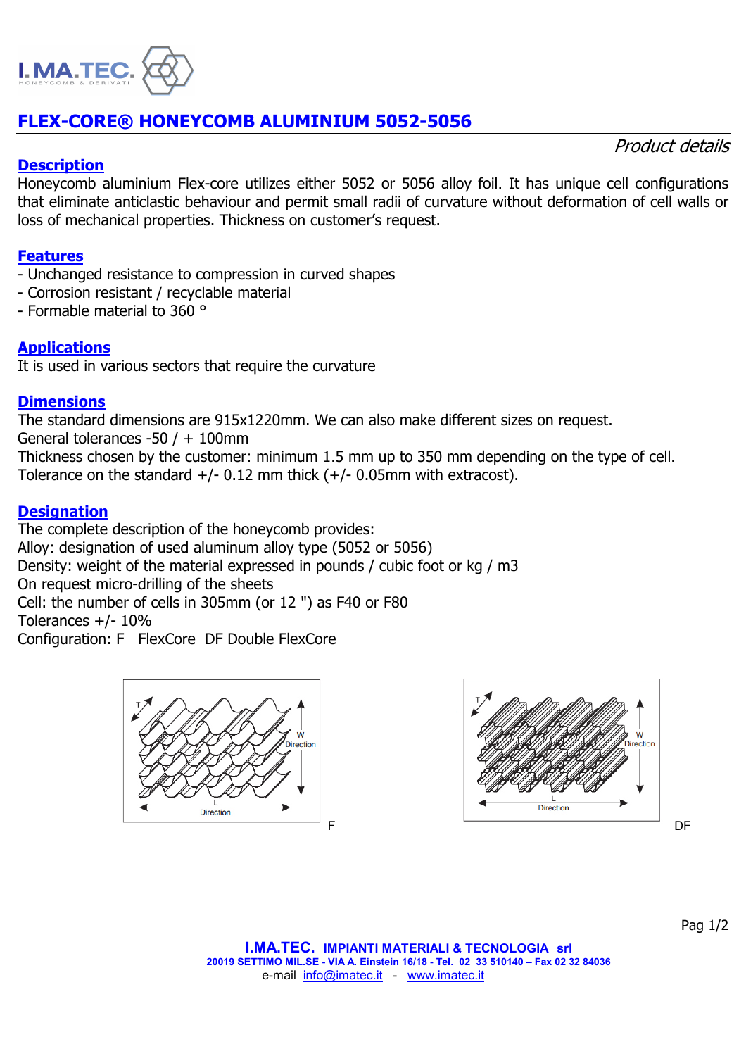# FLEX-CORE® HONEYCOMB ALUMINIUM 5052-5056

*Product details*

## Description

Honeycomb aluminium Flex-core utilizes either 5052 or 5056 alloy foil. It has unique cell configurations that eliminate anticlastic behaviour and permit small radii of curvature without deformation of cell walls or loss of mechanical properties. Thickness on customer's request.

## Features

- Unchanged resistance to compression in curved shapes
- Corrosion resistant / recyclable material
- Formable material to 360 °

## Applications

It is used in various sectors that require the curvature

## Dimensions

The standard dimensions are 915x1220mm. We can also make different sizes on request.
General tolerances -50 / + 100mm
Thickness chosen by the customer: minimum 1.5 mm up to 350 mm depending on the type of cell.
Tolerance on the standard +/- 0.12 mm thick (+/- 0.05mm with extracost).

## Designation

The complete description of the honeycomb provides:
Alloy: designation of used aluminum alloy type (5052 or 5056)
Density: weight of the material expressed in pounds / cubic foot or kg / m3
On request micro-drilling of the sheets
Cell: the number of cells in 305mm (or 12 ") as F40 or F80
Tolerances +/- 10%
Configuration: F FlexCore DF Double FlexCore

F

DF

**I.MA.TEC.** IMPIANTI MATERIALI & TECNOLOGIA srl
20019 SETTIMO MIL.SE - VIA A. Einstein 16/18 - Tel. 02 33 510140 – Fax 02 32 84036
e-mail info@imatec.it - www.imatec.it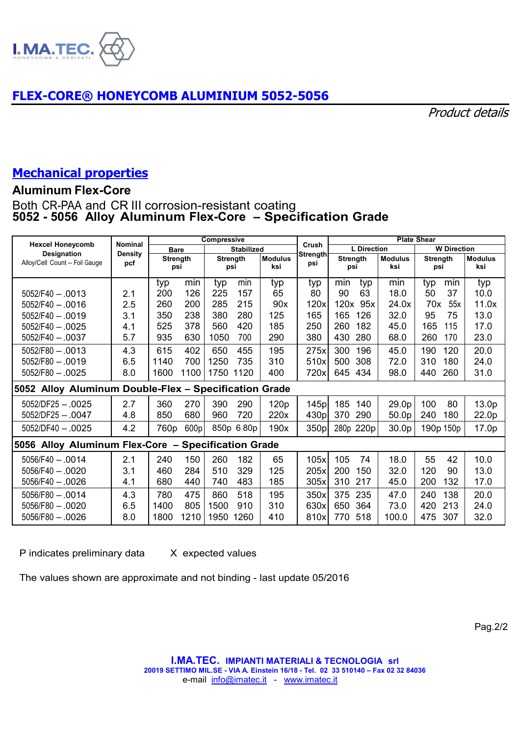I.MA.TEC. HONEYCOMB & DERIVATI

# FLEX-CORE® HONEYCOMB ALUMINIUM 5052-5056

*Product details*

## Mechanical properties

### Aluminum Flex-Core

Both CR-PAA and CR III corrosion-resistant coating

**5052 - 5056 Alloy Aluminum Flex-Core – Specification Grade**

| Hexcel Honeycomb Designation Alloy/Cell Count – Foil Gauge | Nominal Density pcf | Compressive | | | | | Crush Strength psi | Plate Shear | | | | | |
|---|---|---|---|---|---|---|---|---|---|---|---|---|---|
| | | Bare | | Stabilized | | | | L Direction | | | W Direction | | |
| | | Strength psi | | Strength psi | | Modulus ksi | | Strength psi | | Modulus ksi | Strength psi | | Modulus ksi |
| | | typ | min | typ | min | typ | typ | min | typ | min | typ | min | typ |
| 5052/F40 – .0013 | 2.1 | 200 | 126 | 225 | 157 | 65 | 80 | 90 | 63 | 18.0 | 50 | 37 | 10.0 |
| 5052/F40 – .0016 | 2.5 | 260 | 200 | 285 | 215 | 90x | 120x | 120x | 95x | 24.0x | 70x | 55x | 11.0x |
| 5052/F40 – .0019 | 3.1 | 350 | 238 | 380 | 280 | 125 | 165 | 165 | 126 | 32.0 | 95 | 75 | 13.0 |
| 5052/F40 – .0025 | 4.1 | 525 | 378 | 560 | 420 | 185 | 250 | 260 | 182 | 45.0 | 165 | 115 | 17.0 |
| 5052/F40 – .0037 | 5.7 | 935 | 630 | 1050 | 700 | 290 | 380 | 430 | 280 | 68.0 | 260 | 170 | 23.0 |
| 5052/F80 – .0013 | 4.3 | 615 | 402 | 650 | 455 | 195 | 275x | 300 | 196 | 45.0 | 190 | 120 | 20.0 |
| 5052/F80 – .0019 | 6.5 | 1140 | 700 | 1250 | 735 | 310 | 510x | 500 | 308 | 72.0 | 310 | 180 | 24.0 |
| 5052/F80 – .0025 | 8.0 | 1600 | 1100 | 1750 | 1120 | 400 | 720x | 645 | 434 | 98.0 | 440 | 260 | 31.0 |
| **5052 Alloy Aluminum Double-Flex – Specification Grade** | | | | | | | | | | | | | |
| 5052/DF25 – .0025 | 2.7 | 360 | 270 | 390 | 290 | 120p | 145p | 185 | 140 | 29.0p | 100 | 80 | 13.0p |
| 5052/DF25 – .0047 | 4.8 | 850 | 680 | 960 | 720 | 220x | 430p | 370 | 290 | 50.0p | 240 | 180 | 22.0p |
| 5052/DF40 – .0025 | 4.2 | 760p | 600p | 850p | 6 80p | 190x | 350p | 280p | 220p | 30.0p | 190p | 150p | 17.0p |
| **5056 Alloy Aluminum Flex-Core – Specification Grade** | | | | | | | | | | | | | |
| 5056/F40 – .0014 | 2.1 | 240 | 150 | 260 | 182 | 65 | 105x | 105 | 74 | 18.0 | 55 | 42 | 10.0 |
| 5056/F40 – .0020 | 3.1 | 460 | 284 | 510 | 329 | 125 | 205x | 200 | 150 | 32.0 | 120 | 90 | 13.0 |
| 5056/F40 – .0026 | 4.1 | 680 | 440 | 740 | 483 | 185 | 305x | 310 | 217 | 45.0 | 200 | 132 | 17.0 |
| 5056/F80 – .0014 | 4.3 | 780 | 475 | 860 | 518 | 195 | 350x | 375 | 235 | 47.0 | 240 | 138 | 20.0 |
| 5056/F80 – .0020 | 6.5 | 1400 | 805 | 1500 | 910 | 310 | 630x | 650 | 364 | 73.0 | 420 | 213 | 24.0 |
| 5056/F80 – .0026 | 8.0 | 1800 | 1210 | 1950 | 1260 | 410 | 810x | 770 | 518 | 100.0 | 475 | 307 | 32.0 |

P indicates preliminary data     X expected values

The values shown are approximate and not binding - last update 05/2016

**I.MA.TEC. IMPIANTI MATERIALI & TECNOLOGIA srl**
**20019 SETTIMO MIL.SE - VIA A. Einstein 16/18 - Tel. 02 33 510140 – Fax 02 32 84036**
e-mail info@imatec.it - www.imatec.it